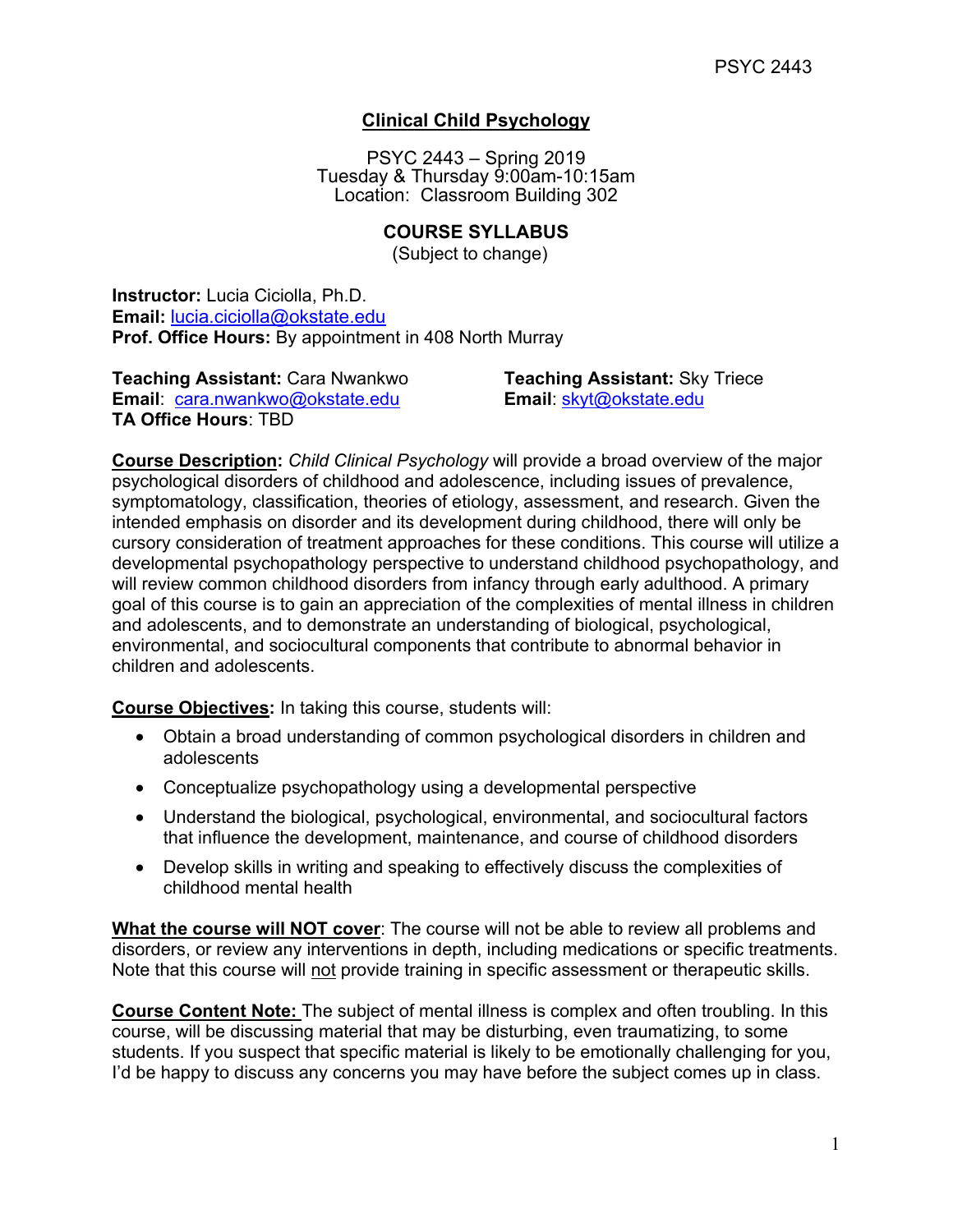# Clinical Child Psychology

PSYC 2443 – Spring 2019
Tuesday & Thursday 9:00am-10:15am
Location: Classroom Building 302

## COURSE SYLLABUS

(Subject to change)

**Instructor:** Lucia Ciciolla, Ph.D.
**Email:** lucia.ciciolla@okstate.edu
**Prof. Office Hours:** By appointment in 408 North Murray

**Teaching Assistant:** Cara Nwankwo
**Email**: cara.nwankwo@okstate.edu
**TA Office Hours**: TBD

**Teaching Assistant:** Sky Triece
**Email**: skyt@okstate.edu

**Course Description:** *Child Clinical Psychology* will provide a broad overview of the major psychological disorders of childhood and adolescence, including issues of prevalence, symptomatology, classification, theories of etiology, assessment, and research. Given the intended emphasis on disorder and its development during childhood, there will only be cursory consideration of treatment approaches for these conditions. This course will utilize a developmental psychopathology perspective to understand childhood psychopathology, and will review common childhood disorders from infancy through early adulthood. A primary goal of this course is to gain an appreciation of the complexities of mental illness in children and adolescents, and to demonstrate an understanding of biological, psychological, environmental, and sociocultural components that contribute to abnormal behavior in children and adolescents.

**Course Objectives:** In taking this course, students will:

- Obtain a broad understanding of common psychological disorders in children and adolescents
- Conceptualize psychopathology using a developmental perspective
- Understand the biological, psychological, environmental, and sociocultural factors that influence the development, maintenance, and course of childhood disorders
- Develop skills in writing and speaking to effectively discuss the complexities of childhood mental health

**What the course will NOT cover**: The course will not be able to review all problems and disorders, or review any interventions in depth, including medications or specific treatments. Note that this course will not provide training in specific assessment or therapeutic skills.

**Course Content Note:** The subject of mental illness is complex and often troubling. In this course, will be discussing material that may be disturbing, even traumatizing, to some students. If you suspect that specific material is likely to be emotionally challenging for you, I'd be happy to discuss any concerns you may have before the subject comes up in class.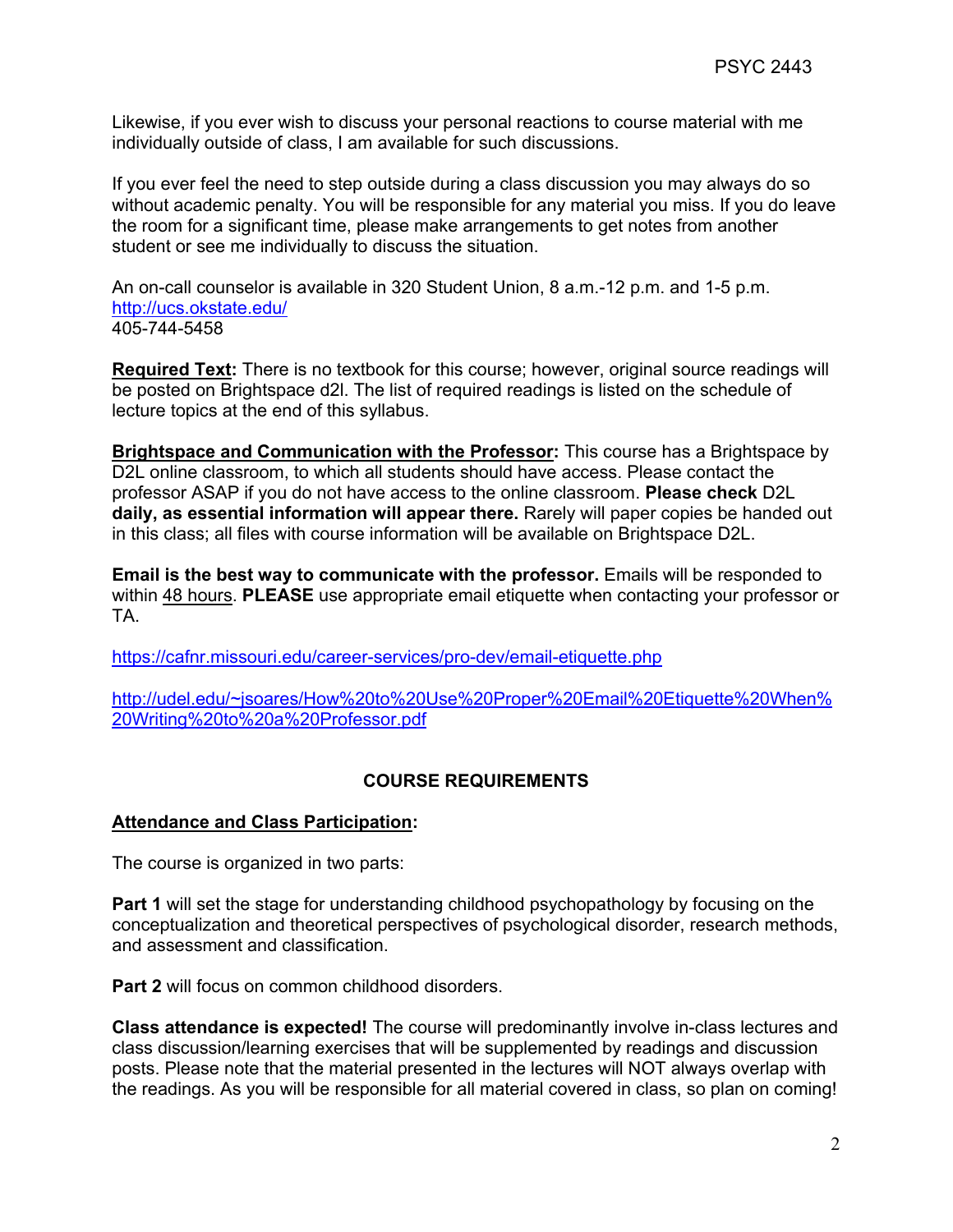Likewise, if you ever wish to discuss your personal reactions to course material with me individually outside of class, I am available for such discussions.

If you ever feel the need to step outside during a class discussion you may always do so without academic penalty. You will be responsible for any material you miss. If you do leave the room for a significant time, please make arrangements to get notes from another student or see me individually to discuss the situation.

An on-call counselor is available in 320 Student Union, 8 a.m.-12 p.m. and 1-5 p.m.
http://ucs.okstate.edu/
405-744-5458

**Required Text:** There is no textbook for this course; however, original source readings will be posted on Brightspace d2l. The list of required readings is listed on the schedule of lecture topics at the end of this syllabus.

**Brightspace and Communication with the Professor:** This course has a Brightspace by D2L online classroom, to which all students should have access. Please contact the professor ASAP if you do not have access to the online classroom. **Please check** D2L **daily, as essential information will appear there.** Rarely will paper copies be handed out in this class; all files with course information will be available on Brightspace D2L.

**Email is the best way to communicate with the professor.** Emails will be responded to within 48 hours. **PLEASE** use appropriate email etiquette when contacting your professor or TA.

https://cafnr.missouri.edu/career-services/pro-dev/email-etiquette.php

http://udel.edu/~jsoares/How%20to%20Use%20Proper%20Email%20Etiquette%20When%20Writing%20to%20a%20Professor.pdf

## COURSE REQUIREMENTS

**Attendance and Class Participation:**

The course is organized in two parts:

**Part 1** will set the stage for understanding childhood psychopathology by focusing on the conceptualization and theoretical perspectives of psychological disorder, research methods, and assessment and classification.

**Part 2** will focus on common childhood disorders.

**Class attendance is expected!** The course will predominantly involve in-class lectures and class discussion/learning exercises that will be supplemented by readings and discussion posts. Please note that the material presented in the lectures will NOT always overlap with the readings. As you will be responsible for all material covered in class, so plan on coming!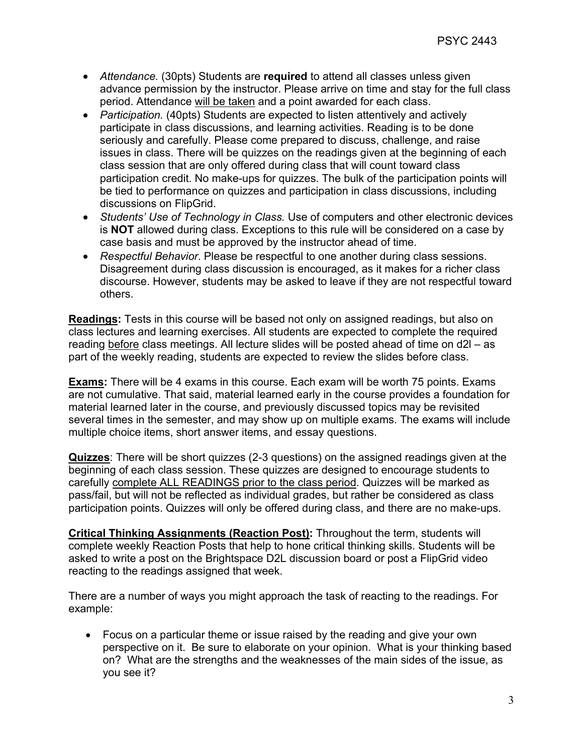- *Attendance.* (30pts) Students are **required** to attend all classes unless given advance permission by the instructor. Please arrive on time and stay for the full class period. Attendance <u>will be taken</u> and a point awarded for each class.
- *Participation.* (40pts) Students are expected to listen attentively and actively participate in class discussions, and learning activities. Reading is to be done seriously and carefully. Please come prepared to discuss, challenge, and raise issues in class. There will be quizzes on the readings given at the beginning of each class session that are only offered during class that will count toward class participation credit. No make-ups for quizzes. The bulk of the participation points will be tied to performance on quizzes and participation in class discussions, including discussions on FlipGrid.
- *Students' Use of Technology in Class.* Use of computers and other electronic devices is **NOT** allowed during class. Exceptions to this rule will be considered on a case by case basis and must be approved by the instructor ahead of time.
- *Respectful Behavior.* Please be respectful to one another during class sessions. Disagreement during class discussion is encouraged, as it makes for a richer class discourse. However, students may be asked to leave if they are not respectful toward others.

**<u>Readings</u>:** Tests in this course will be based not only on assigned readings, but also on class lectures and learning exercises. All students are expected to complete the required reading <u>before</u> class meetings. All lecture slides will be posted ahead of time on d2l – as part of the weekly reading, students are expected to review the slides before class.

**<u>Exams</u>:** There will be 4 exams in this course. Each exam will be worth 75 points. Exams are not cumulative. That said, material learned early in the course provides a foundation for material learned later in the course, and previously discussed topics may be revisited several times in the semester, and may show up on multiple exams. The exams will include multiple choice items, short answer items, and essay questions.

**<u>Quizzes</u>**: There will be short quizzes (2-3 questions) on the assigned readings given at the beginning of each class session. These quizzes are designed to encourage students to carefully <u>complete ALL READINGS prior to the class period</u>. Quizzes will be marked as pass/fail, but will not be reflected as individual grades, but rather be considered as class participation points. Quizzes will only be offered during class, and there are no make-ups.

**<u>Critical Thinking Assignments (Reaction Post)</u>:** Throughout the term, students will complete weekly Reaction Posts that help to hone critical thinking skills. Students will be asked to write a post on the Brightspace D2L discussion board or post a FlipGrid video reacting to the readings assigned that week.

There are a number of ways you might approach the task of reacting to the readings. For example:

- Focus on a particular theme or issue raised by the reading and give your own perspective on it. Be sure to elaborate on your opinion. What is your thinking based on? What are the strengths and the weaknesses of the main sides of the issue, as you see it?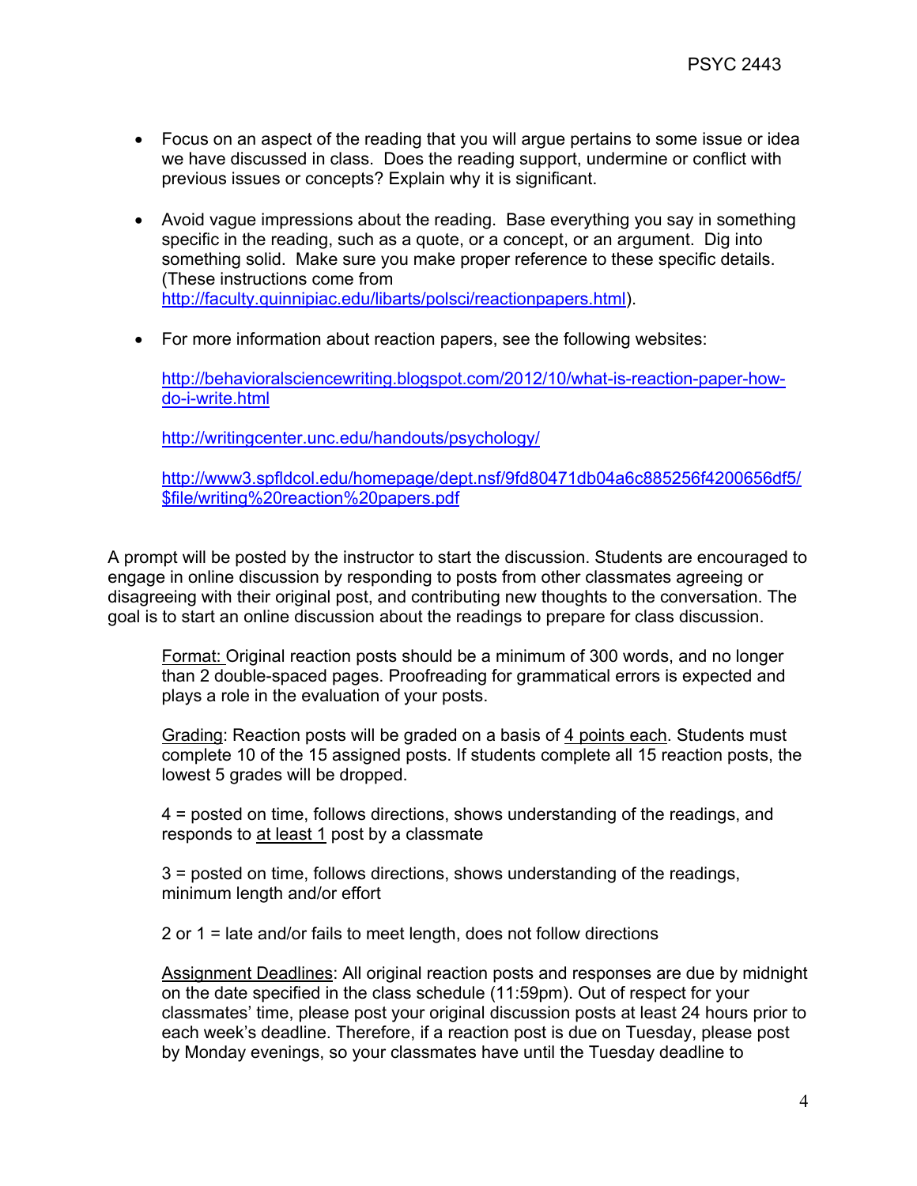- Focus on an aspect of the reading that you will argue pertains to some issue or idea we have discussed in class. Does the reading support, undermine or conflict with previous issues or concepts? Explain why it is significant.

- Avoid vague impressions about the reading. Base everything you say in something specific in the reading, such as a quote, or a concept, or an argument. Dig into something solid. Make sure you make proper reference to these specific details. (These instructions come from http://faculty.quinnipiac.edu/libarts/polsci/reactionpapers.html).

- For more information about reaction papers, see the following websites:

  http://behavioralsciencewriting.blogspot.com/2012/10/what-is-reaction-paper-how-do-i-write.html

  http://writingcenter.unc.edu/handouts/psychology/

  http://www3.spfldcol.edu/homepage/dept.nsf/9fd80471db04a6c885256f4200656df5/$file/writing%20reaction%20papers.pdf

A prompt will be posted by the instructor to start the discussion. Students are encouraged to engage in online discussion by responding to posts from other classmates agreeing or disagreeing with their original post, and contributing new thoughts to the conversation. The goal is to start an online discussion about the readings to prepare for class discussion.

Format: Original reaction posts should be a minimum of 300 words, and no longer than 2 double-spaced pages. Proofreading for grammatical errors is expected and plays a role in the evaluation of your posts.

Grading: Reaction posts will be graded on a basis of 4 points each. Students must complete 10 of the 15 assigned posts. If students complete all 15 reaction posts, the lowest 5 grades will be dropped.

4 = posted on time, follows directions, shows understanding of the readings, and responds to at least 1 post by a classmate

3 = posted on time, follows directions, shows understanding of the readings, minimum length and/or effort

2 or 1 = late and/or fails to meet length, does not follow directions

Assignment Deadlines: All original reaction posts and responses are due by midnight on the date specified in the class schedule (11:59pm). Out of respect for your classmates' time, please post your original discussion posts at least 24 hours prior to each week's deadline. Therefore, if a reaction post is due on Tuesday, please post by Monday evenings, so your classmates have until the Tuesday deadline to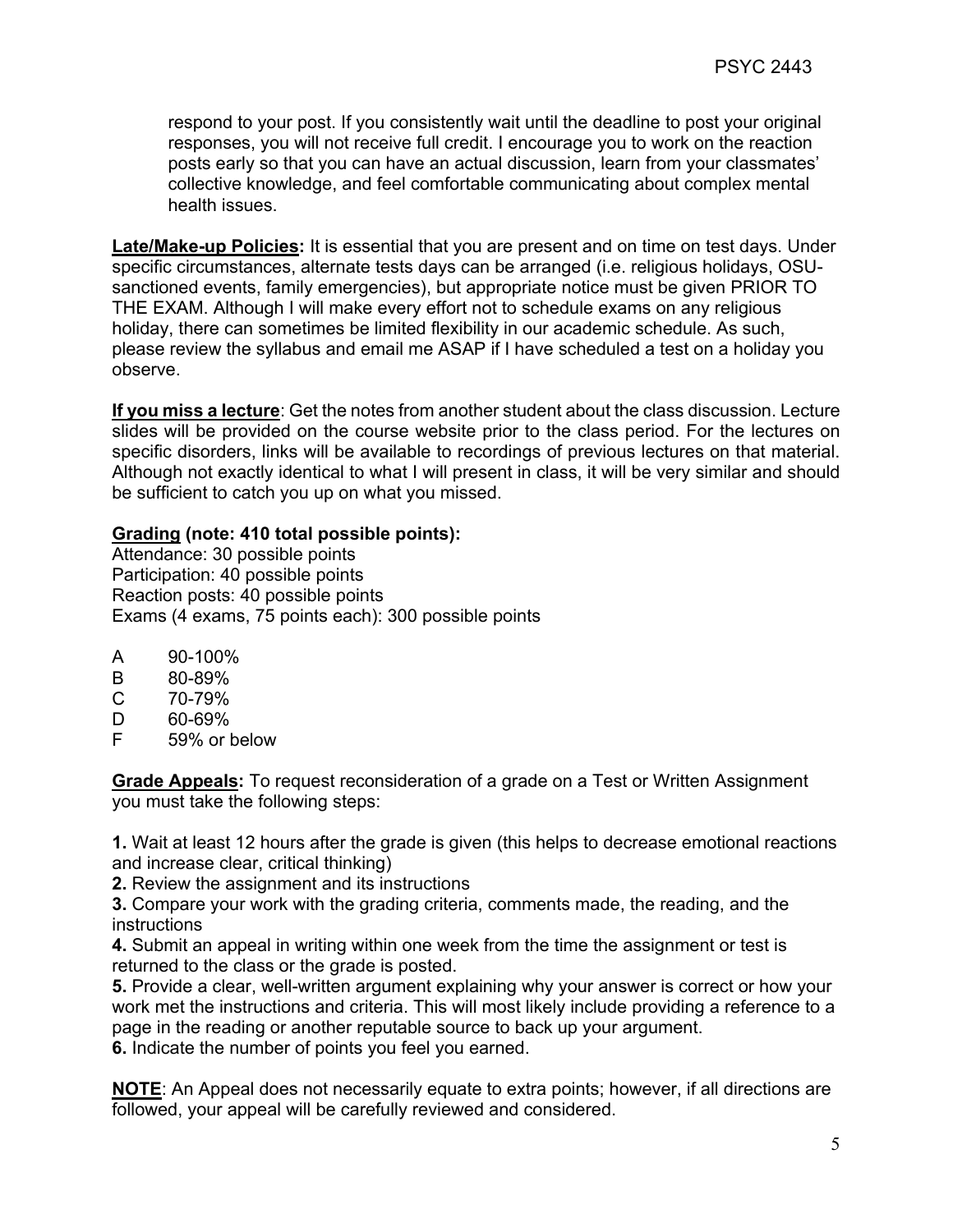respond to your post. If you consistently wait until the deadline to post your original responses, you will not receive full credit. I encourage you to work on the reaction posts early so that you can have an actual discussion, learn from your classmates' collective knowledge, and feel comfortable communicating about complex mental health issues.

**Late/Make-up Policies:** It is essential that you are present and on time on test days. Under specific circumstances, alternate tests days can be arranged (i.e. religious holidays, OSU-sanctioned events, family emergencies), but appropriate notice must be given PRIOR TO THE EXAM. Although I will make every effort not to schedule exams on any religious holiday, there can sometimes be limited flexibility in our academic schedule. As such, please review the syllabus and email me ASAP if I have scheduled a test on a holiday you observe.

**If you miss a lecture**: Get the notes from another student about the class discussion. Lecture slides will be provided on the course website prior to the class period. For the lectures on specific disorders, links will be available to recordings of previous lectures on that material. Although not exactly identical to what I will present in class, it will be very similar and should be sufficient to catch you up on what you missed.

**Grading (note: 410 total possible points):**

Attendance: 30 possible points
Participation: 40 possible points
Reaction posts: 40 possible points
Exams (4 exams, 75 points each): 300 possible points

A 90-100%
B 80-89%
C 70-79%
D 60-69%
F 59% or below

**Grade Appeals:** To request reconsideration of a grade on a Test or Written Assignment you must take the following steps:

**1.** Wait at least 12 hours after the grade is given (this helps to decrease emotional reactions and increase clear, critical thinking)
**2.** Review the assignment and its instructions
**3.** Compare your work with the grading criteria, comments made, the reading, and the instructions
**4.** Submit an appeal in writing within one week from the time the assignment or test is returned to the class or the grade is posted.
**5.** Provide a clear, well-written argument explaining why your answer is correct or how your work met the instructions and criteria. This will most likely include providing a reference to a page in the reading or another reputable source to back up your argument.
**6.** Indicate the number of points you feel you earned.

**NOTE**: An Appeal does not necessarily equate to extra points; however, if all directions are followed, your appeal will be carefully reviewed and considered.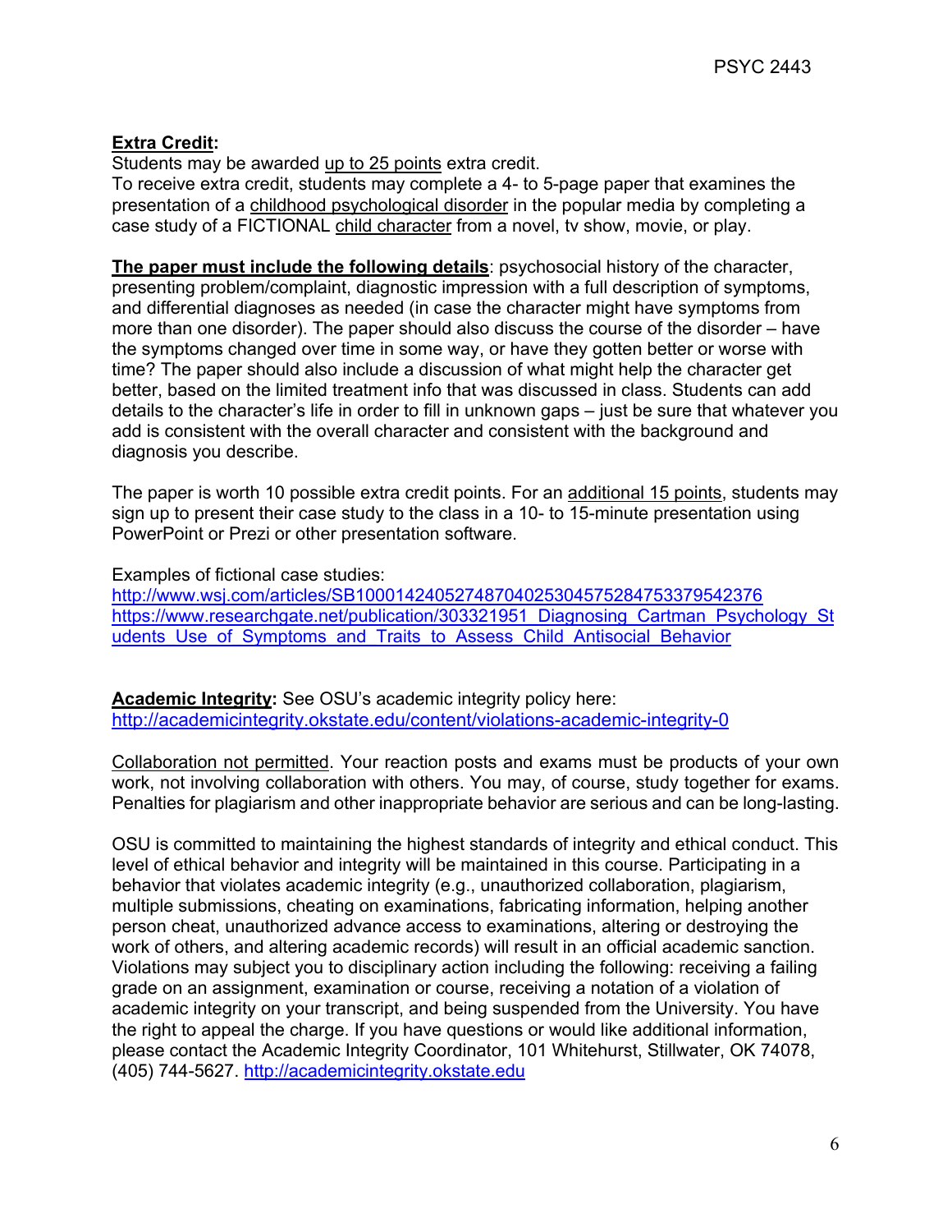**Extra Credit:**
Students may be awarded up to 25 points extra credit.
To receive extra credit, students may complete a 4- to 5-page paper that examines the presentation of a childhood psychological disorder in the popular media by completing a case study of a FICTIONAL child character from a novel, tv show, movie, or play.

**The paper must include the following details**: psychosocial history of the character, presenting problem/complaint, diagnostic impression with a full description of symptoms, and differential diagnoses as needed (in case the character might have symptoms from more than one disorder). The paper should also discuss the course of the disorder – have the symptoms changed over time in some way, or have they gotten better or worse with time? The paper should also include a discussion of what might help the character get better, based on the limited treatment info that was discussed in class. Students can add details to the character's life in order to fill in unknown gaps – just be sure that whatever you add is consistent with the overall character and consistent with the background and diagnosis you describe.

The paper is worth 10 possible extra credit points. For an additional 15 points, students may sign up to present their case study to the class in a 10- to 15-minute presentation using PowerPoint or Prezi or other presentation software.

Examples of fictional case studies:
http://www.wsj.com/articles/SB10001424052748704025304575284753379542376
https://www.researchgate.net/publication/303321951_Diagnosing_Cartman_Psychology_Students_Use_of_Symptoms_and_Traits_to_Assess_Child_Antisocial_Behavior

**Academic Integrity:** See OSU's academic integrity policy here:
http://academicintegrity.okstate.edu/content/violations-academic-integrity-0

Collaboration not permitted. Your reaction posts and exams must be products of your own work, not involving collaboration with others. You may, of course, study together for exams. Penalties for plagiarism and other inappropriate behavior are serious and can be long-lasting.

OSU is committed to maintaining the highest standards of integrity and ethical conduct. This level of ethical behavior and integrity will be maintained in this course. Participating in a behavior that violates academic integrity (e.g., unauthorized collaboration, plagiarism, multiple submissions, cheating on examinations, fabricating information, helping another person cheat, unauthorized advance access to examinations, altering or destroying the work of others, and altering academic records) will result in an official academic sanction. Violations may subject you to disciplinary action including the following: receiving a failing grade on an assignment, examination or course, receiving a notation of a violation of academic integrity on your transcript, and being suspended from the University. You have the right to appeal the charge. If you have questions or would like additional information, please contact the Academic Integrity Coordinator, 101 Whitehurst, Stillwater, OK 74078, (405) 744-5627. http://academicintegrity.okstate.edu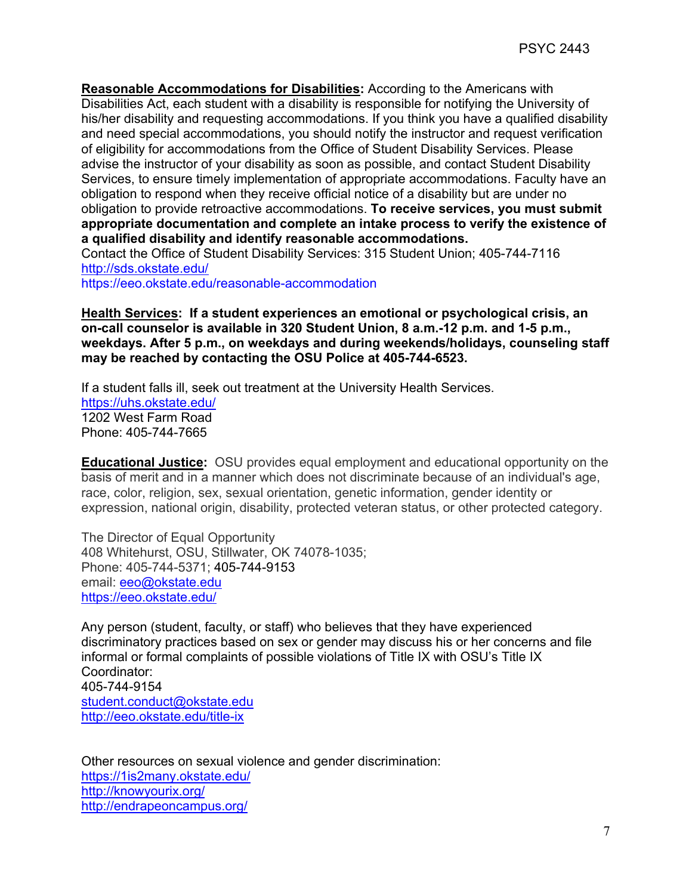**Reasonable Accommodations for Disabilities:** According to the Americans with Disabilities Act, each student with a disability is responsible for notifying the University of his/her disability and requesting accommodations. If you think you have a qualified disability and need special accommodations, you should notify the instructor and request verification of eligibility for accommodations from the Office of Student Disability Services. Please advise the instructor of your disability as soon as possible, and contact Student Disability Services, to ensure timely implementation of appropriate accommodations. Faculty have an obligation to respond when they receive official notice of a disability but are under no obligation to provide retroactive accommodations. **To receive services, you must submit appropriate documentation and complete an intake process to verify the existence of a qualified disability and identify reasonable accommodations.**
Contact the Office of Student Disability Services: 315 Student Union; 405-744-7116
http://sds.okstate.edu/
https://eeo.okstate.edu/reasonable-accommodation

**Health Services: If a student experiences an emotional or psychological crisis, an on-call counselor is available in 320 Student Union, 8 a.m.-12 p.m. and 1-5 p.m., weekdays. After 5 p.m., on weekdays and during weekends/holidays, counseling staff may be reached by contacting the OSU Police at 405-744-6523.**

If a student falls ill, seek out treatment at the University Health Services.
https://uhs.okstate.edu/
1202 West Farm Road
Phone: 405-744-7665

**Educational Justice:** OSU provides equal employment and educational opportunity on the basis of merit and in a manner which does not discriminate because of an individual's age, race, color, religion, sex, sexual orientation, genetic information, gender identity or expression, national origin, disability, protected veteran status, or other protected category.

The Director of Equal Opportunity
408 Whitehurst, OSU, Stillwater, OK 74078-1035;
Phone: 405-744-5371; 405-744-9153
email: eeo@okstate.edu
https://eeo.okstate.edu/

Any person (student, faculty, or staff) who believes that they have experienced discriminatory practices based on sex or gender may discuss his or her concerns and file informal or formal complaints of possible violations of Title IX with OSU's Title IX Coordinator:
405-744-9154
student.conduct@okstate.edu
http://eeo.okstate.edu/title-ix

Other resources on sexual violence and gender discrimination:
https://1is2many.okstate.edu/
http://knowyourix.org/
http://endrapeoncampus.org/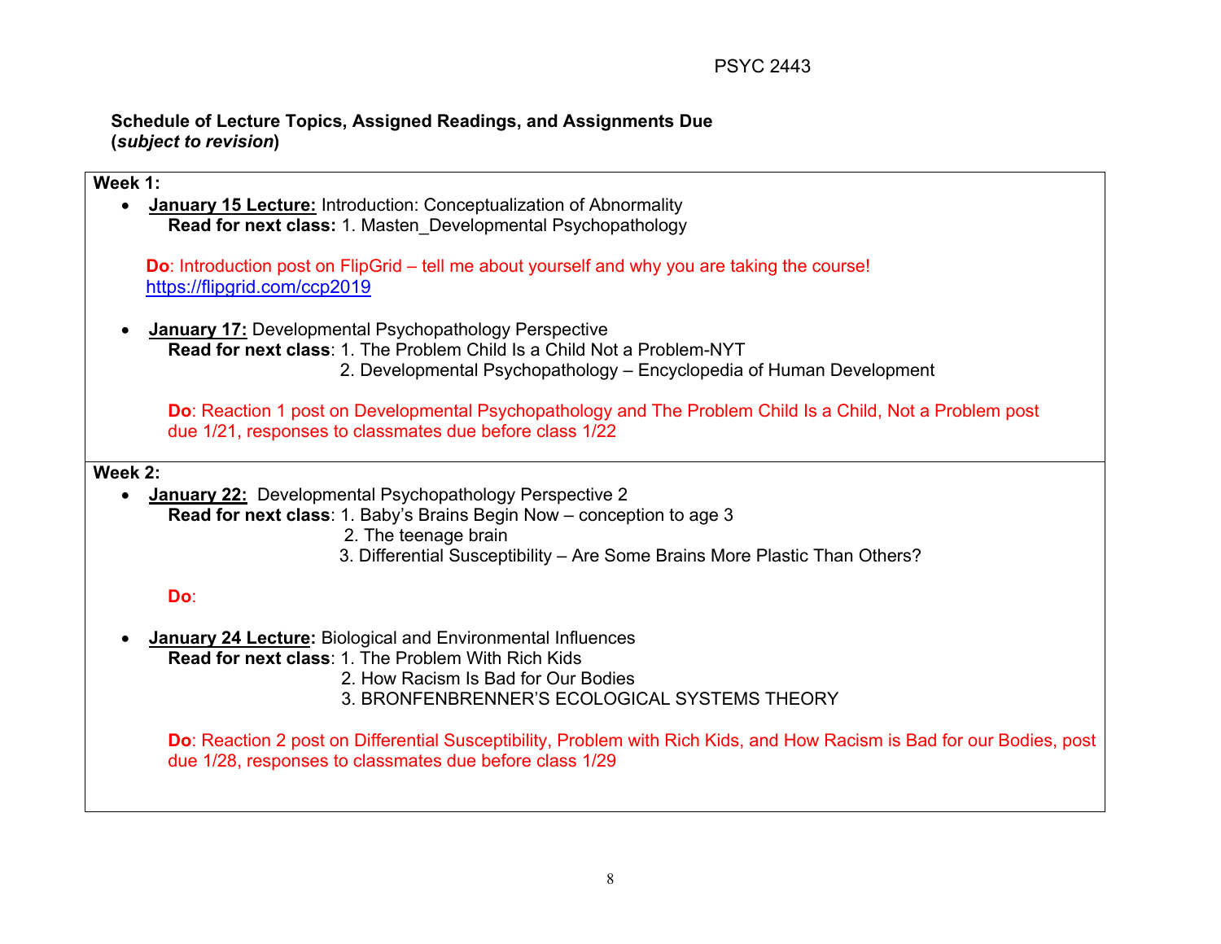**Schedule of Lecture Topics, Assigned Readings, and Assignments Due**
**(*subject to revision*)**

**Week 1:**

- **January 15 Lecture:** Introduction: Conceptualization of Abnormality
  **Read for next class:** 1. Masten_Developmental Psychopathology

  **Do**: Introduction post on FlipGrid – tell me about yourself and why you are taking the course!
  https://flipgrid.com/ccp2019

- **January 17:** Developmental Psychopathology Perspective
  **Read for next class**: 1. The Problem Child Is a Child Not a Problem-NYT
  2. Developmental Psychopathology – Encyclopedia of Human Development

  **Do**: Reaction 1 post on Developmental Psychopathology and The Problem Child Is a Child, Not a Problem post due 1/21, responses to classmates due before class 1/22

**Week 2:**

- **January 22:** Developmental Psychopathology Perspective 2
  **Read for next class**: 1. Baby's Brains Begin Now – conception to age 3
  2. The teenage brain
  3. Differential Susceptibility – Are Some Brains More Plastic Than Others?

  **Do**:

- **January 24 Lecture:** Biological and Environmental Influences
  **Read for next class**: 1. The Problem With Rich Kids
  2. How Racism Is Bad for Our Bodies
  3. BRONFENBRENNER'S ECOLOGICAL SYSTEMS THEORY

  **Do**: Reaction 2 post on Differential Susceptibility, Problem with Rich Kids, and How Racism is Bad for our Bodies, post due 1/28, responses to classmates due before class 1/29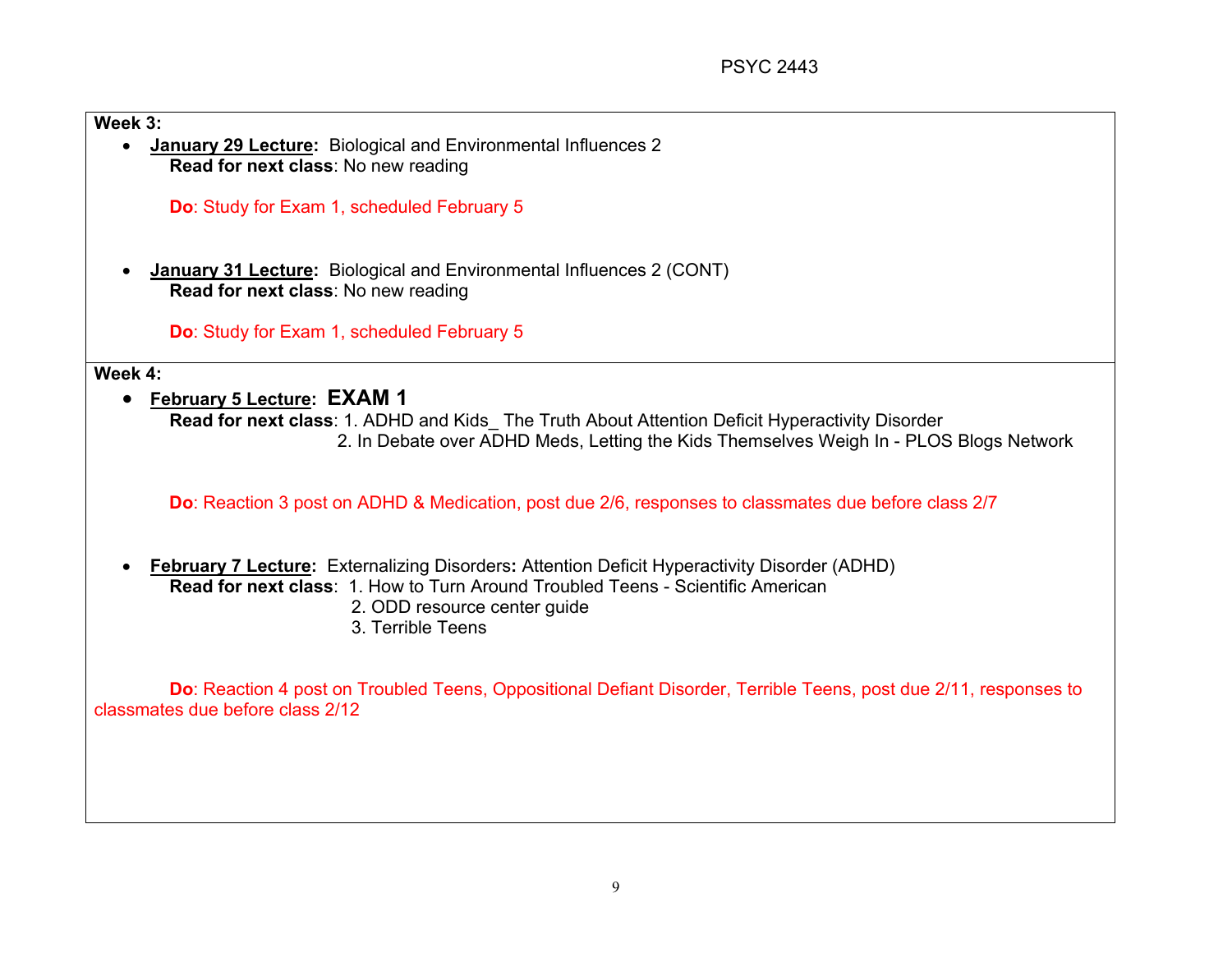**Week 3:**

- **January 29 Lecture:** Biological and Environmental Influences 2
  **Read for next class**: No new reading

  **Do**: Study for Exam 1, scheduled February 5

- **January 31 Lecture:** Biological and Environmental Influences 2 (CONT)
  **Read for next class**: No new reading

  **Do**: Study for Exam 1, scheduled February 5

**Week 4:**

- **February 5 Lecture: EXAM 1**
  **Read for next class**: 1. ADHD and Kids_ The Truth About Attention Deficit Hyperactivity Disorder
  2. In Debate over ADHD Meds, Letting the Kids Themselves Weigh In - PLOS Blogs Network

  **Do**: Reaction 3 post on ADHD & Medication, post due 2/6, responses to classmates due before class 2/7

- **February 7 Lecture:** Externalizing Disorders**:** Attention Deficit Hyperactivity Disorder (ADHD)
  **Read for next class**: 1. How to Turn Around Troubled Teens - Scientific American
  2. ODD resource center guide
  3. Terrible Teens

  **Do**: Reaction 4 post on Troubled Teens, Oppositional Defiant Disorder, Terrible Teens, post due 2/11, responses to classmates due before class 2/12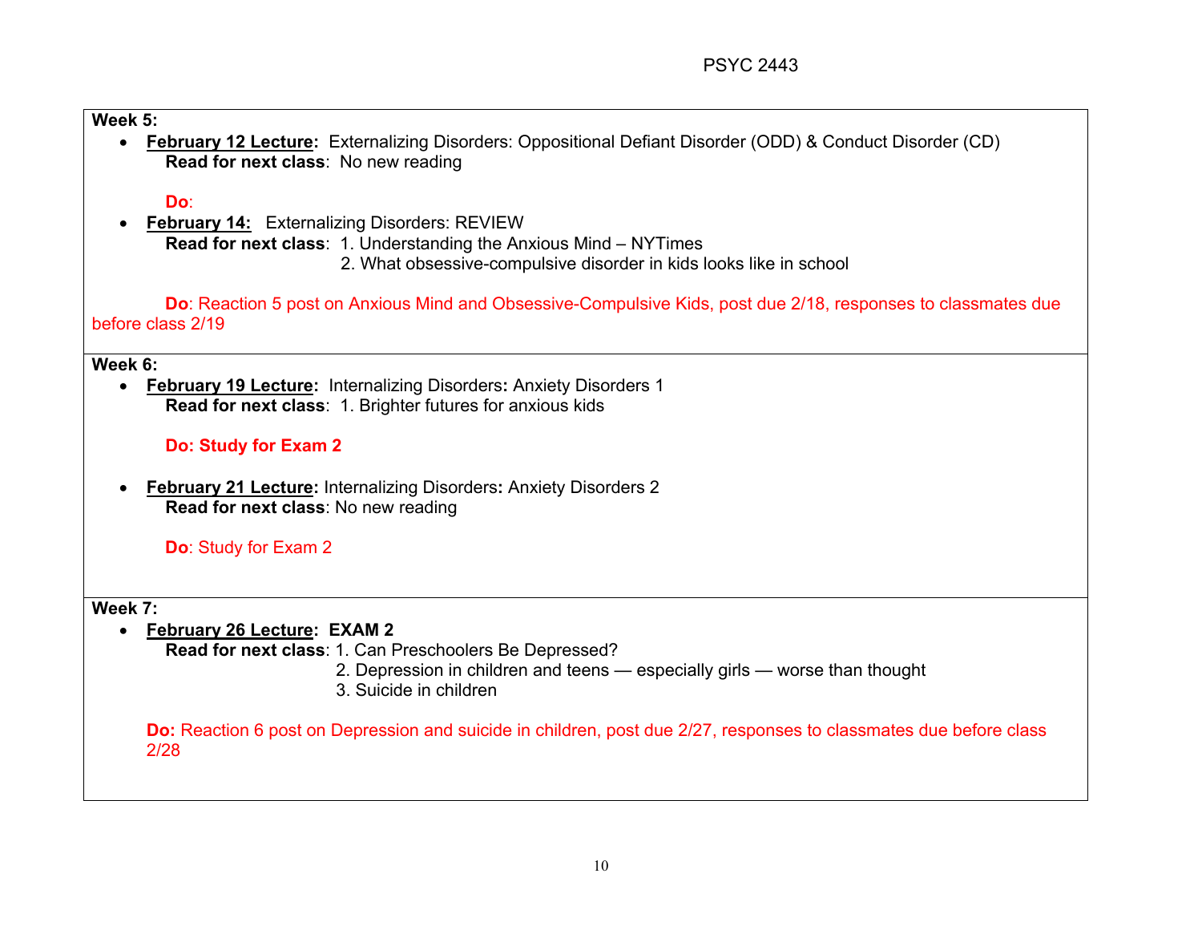**Week 5:**

- **February 12 Lecture:** Externalizing Disorders: Oppositional Defiant Disorder (ODD) & Conduct Disorder (CD)
  **Read for next class**: No new reading

  **Do**:

- **February 14:** Externalizing Disorders: REVIEW
  **Read for next class**: 1. Understanding the Anxious Mind – NYTimes
  2. What obsessive-compulsive disorder in kids looks like in school

  **Do**: Reaction 5 post on Anxious Mind and Obsessive-Compulsive Kids, post due 2/18, responses to classmates due before class 2/19

**Week 6:**

- **February 19 Lecture:** Internalizing Disorders**:** Anxiety Disorders 1
  **Read for next class**: 1. Brighter futures for anxious kids

  **Do: Study for Exam 2**

- **February 21 Lecture:** Internalizing Disorders**:** Anxiety Disorders 2
  **Read for next class**: No new reading

  **Do**: Study for Exam 2

**Week 7:**

- **February 26 Lecture: EXAM 2**
  **Read for next class**: 1. Can Preschoolers Be Depressed?
  2. Depression in children and teens — especially girls — worse than thought
  3. Suicide in children

  **Do:** Reaction 6 post on Depression and suicide in children, post due 2/27, responses to classmates due before class 2/28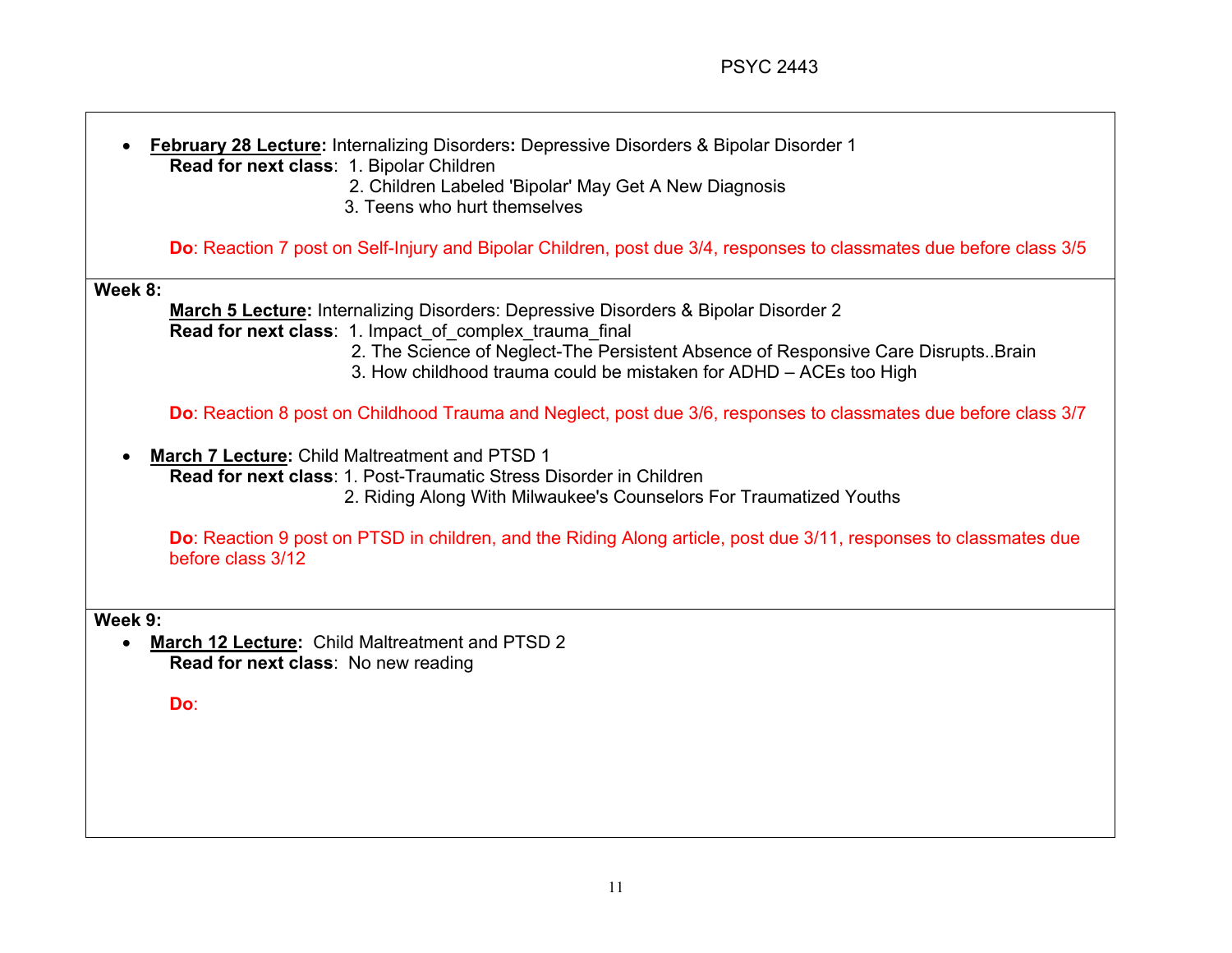- **February 28 Lecture:** Internalizing Disorders**:** Depressive Disorders & Bipolar Disorder 1

  **Read for next class**: 1. Bipolar Children
  2. Children Labeled 'Bipolar' May Get A New Diagnosis
  3. Teens who hurt themselves

  **Do**: Reaction 7 post on Self-Injury and Bipolar Children, post due 3/4, responses to classmates due before class 3/5

**Week 8:**

**March 5 Lecture:** Internalizing Disorders: Depressive Disorders & Bipolar Disorder 2

**Read for next class**: 1. Impact_of_complex_trauma_final
2. The Science of Neglect-The Persistent Absence of Responsive Care Disrupts..Brain
3. How childhood trauma could be mistaken for ADHD – ACEs too High

**Do**: Reaction 8 post on Childhood Trauma and Neglect, post due 3/6, responses to classmates due before class 3/7

- **March 7 Lecture:** Child Maltreatment and PTSD 1

  **Read for next class**: 1. Post-Traumatic Stress Disorder in Children
  2. Riding Along With Milwaukee's Counselors For Traumatized Youths

  **Do**: Reaction 9 post on PTSD in children, and the Riding Along article, post due 3/11, responses to classmates due before class 3/12

**Week 9:**

- **March 12 Lecture:** Child Maltreatment and PTSD 2

  **Read for next class**: No new reading

  **Do**: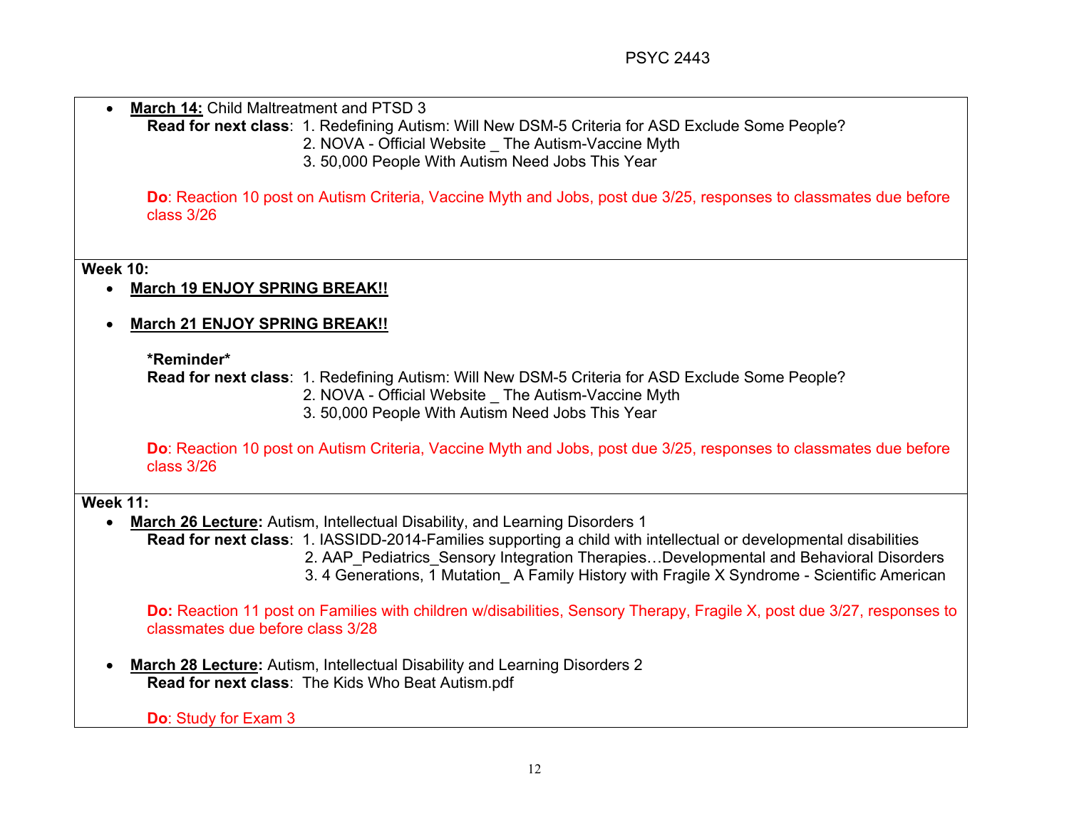- **March 14:** Child Maltreatment and PTSD 3

  **Read for next class**: 1. Redefining Autism: Will New DSM-5 Criteria for ASD Exclude Some People?
  2. NOVA - Official Website _ The Autism-Vaccine Myth
  3. 50,000 People With Autism Need Jobs This Year

  **Do**: Reaction 10 post on Autism Criteria, Vaccine Myth and Jobs, post due 3/25, responses to classmates due before class 3/26

**Week 10:**

- **March 19 ENJOY SPRING BREAK!!**

- **March 21 ENJOY SPRING BREAK!!**

  ***Reminder***

  **Read for next class**: 1. Redefining Autism: Will New DSM-5 Criteria for ASD Exclude Some People?
  2. NOVA - Official Website _ The Autism-Vaccine Myth
  3. 50,000 People With Autism Need Jobs This Year

  **Do**: Reaction 10 post on Autism Criteria, Vaccine Myth and Jobs, post due 3/25, responses to classmates due before class 3/26

**Week 11:**

- **March 26 Lecture:** Autism, Intellectual Disability, and Learning Disorders 1

  **Read for next class**: 1. IASSIDD-2014-Families supporting a child with intellectual or developmental disabilities
  2. AAP_Pediatrics_Sensory Integration Therapies…Developmental and Behavioral Disorders
  3. 4 Generations, 1 Mutation_ A Family History with Fragile X Syndrome - Scientific American

  **Do:** Reaction 11 post on Families with children w/disabilities, Sensory Therapy, Fragile X, post due 3/27, responses to classmates due before class 3/28

- **March 28 Lecture:** Autism, Intellectual Disability and Learning Disorders 2

  **Read for next class**: The Kids Who Beat Autism.pdf

  **Do**: Study for Exam 3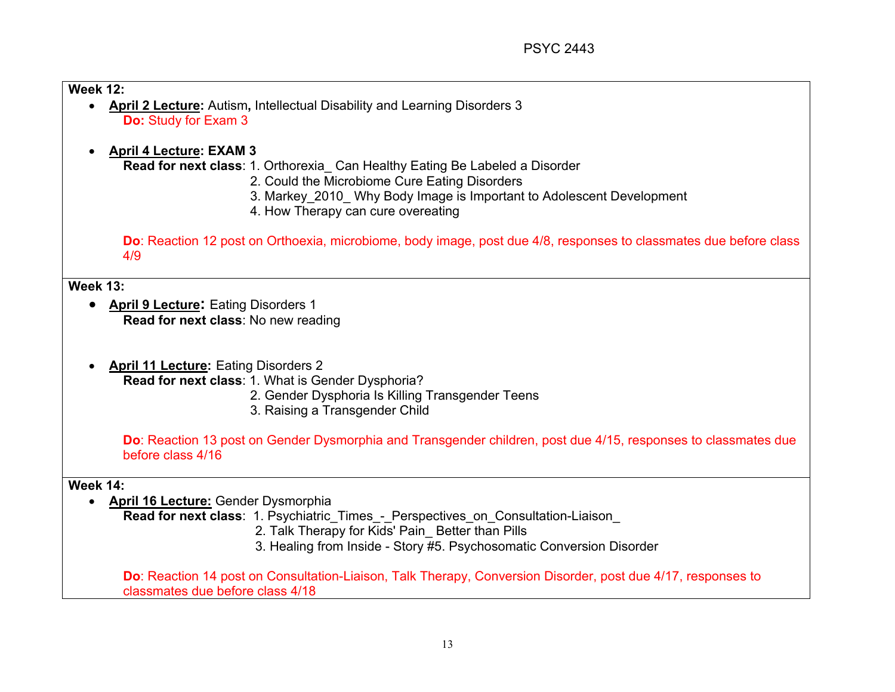**Week 12:**

- **April 2 Lecture:** Autism, Intellectual Disability and Learning Disorders 3
  **Do:** Study for Exam 3

- **April 4 Lecture: EXAM 3**
  **Read for next class**: 1. Orthorexia_ Can Healthy Eating Be Labeled a Disorder
  2. Could the Microbiome Cure Eating Disorders
  3. Markey_2010_ Why Body Image is Important to Adolescent Development
  4. How Therapy can cure overeating

  **Do**: Reaction 12 post on Orthoexia, microbiome, body image, post due 4/8, responses to classmates due before class 4/9

**Week 13:**

- **April 9 Lecture:** Eating Disorders 1
  **Read for next class**: No new reading

- **April 11 Lecture:** Eating Disorders 2
  **Read for next class**: 1. What is Gender Dysphoria?
  2. Gender Dysphoria Is Killing Transgender Teens
  3. Raising a Transgender Child

  **Do**: Reaction 13 post on Gender Dysmorphia and Transgender children, post due 4/15, responses to classmates due before class 4/16

**Week 14:**

- **April 16 Lecture:** Gender Dysmorphia
  **Read for next class**: 1. Psychiatric_Times_-_Perspectives_on_Consultation-Liaison_
  2. Talk Therapy for Kids' Pain_ Better than Pills
  3. Healing from Inside - Story #5. Psychosomatic Conversion Disorder

  **Do**: Reaction 14 post on Consultation-Liaison, Talk Therapy, Conversion Disorder, post due 4/17, responses to classmates due before class 4/18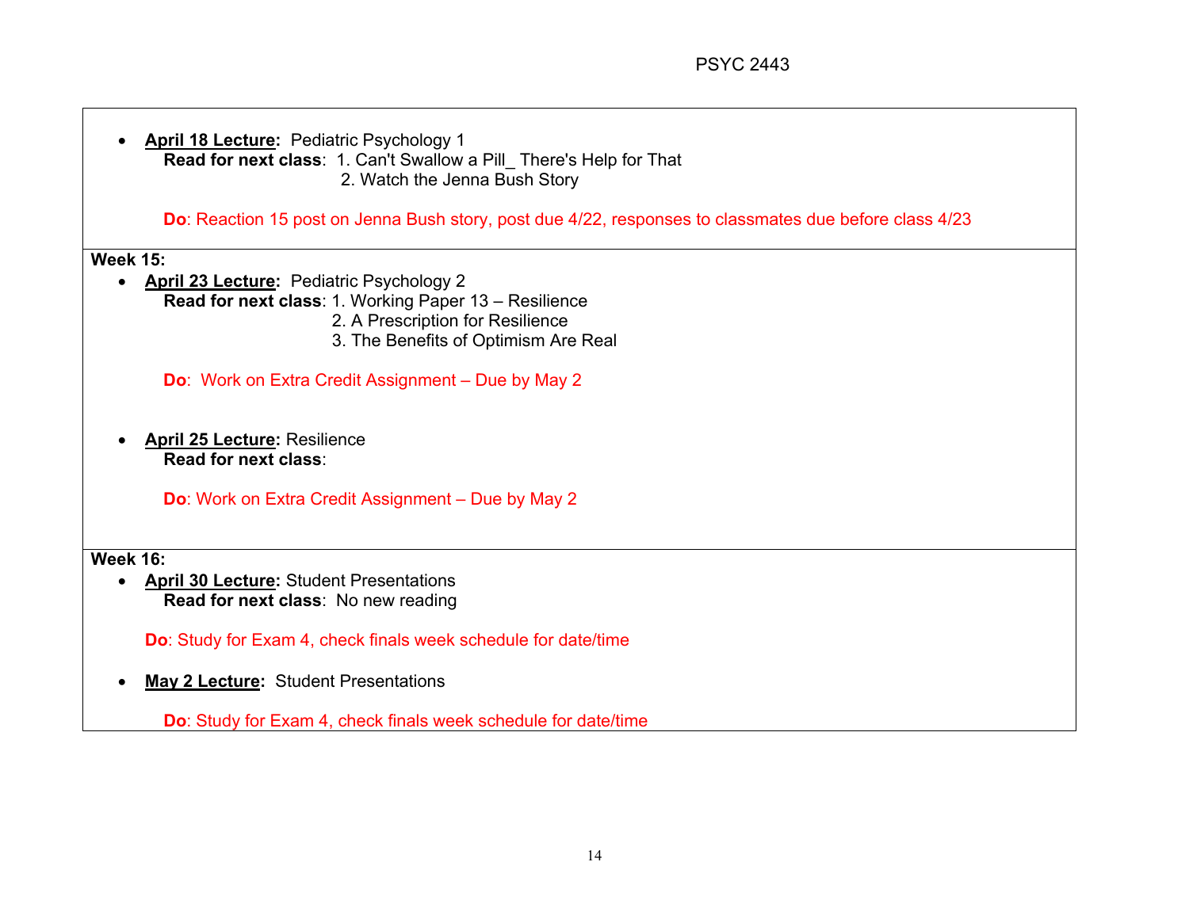- **April 18 Lecture:** Pediatric Psychology 1
  **Read for next class**: 1. Can't Swallow a Pill_ There's Help for That
  2. Watch the Jenna Bush Story

  **Do**: Reaction 15 post on Jenna Bush story, post due 4/22, responses to classmates due before class 4/23

**Week 15:**

- **April 23 Lecture:** Pediatric Psychology 2
  **Read for next class**: 1. Working Paper 13 – Resilience
  2. A Prescription for Resilience
  3. The Benefits of Optimism Are Real

  **Do**: Work on Extra Credit Assignment – Due by May 2

- **April 25 Lecture:** Resilience
  **Read for next class**:

  **Do**: Work on Extra Credit Assignment – Due by May 2

**Week 16:**

- **April 30 Lecture:** Student Presentations
  **Read for next class**: No new reading

  **Do**: Study for Exam 4, check finals week schedule for date/time

- **May 2 Lecture:** Student Presentations

  **Do**: Study for Exam 4, check finals week schedule for date/time